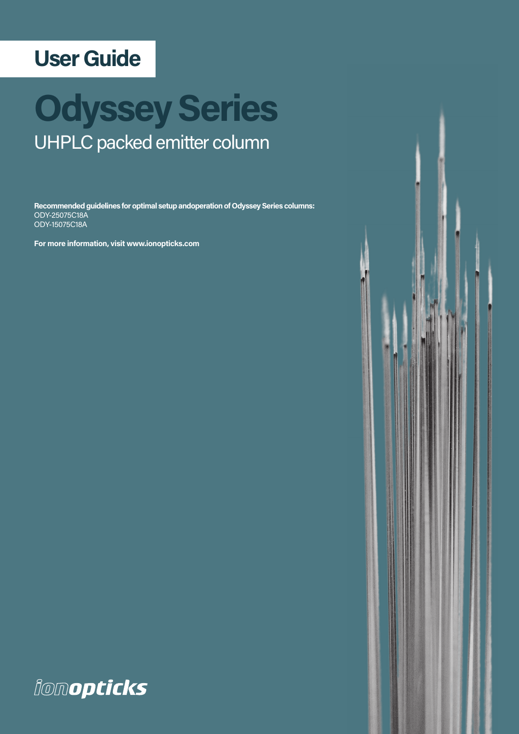User Guide

# Odyssey Series

## UHPLC packed emitter column

**Recommended guidelines for optimal setup andoperation of Odyssey Series columns:**
ODY-25075C18A
ODY-15075C18A

**For more information, visit www.ionopticks.com**

ionopticks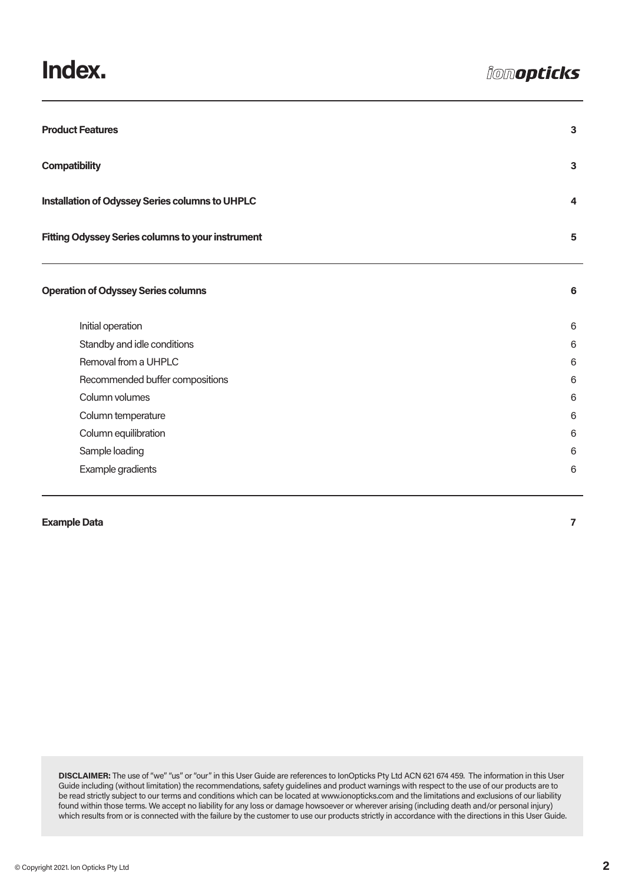# Index.

| | |
|---|---|
| **Product Features** | **3** |
| **Compatibility** | **3** |
| **Installation of Odyssey Series columns to UHPLC** | **4** |
| **Fitting Odyssey Series columns to your instrument** | **5** |
| **Operation of Odyssey Series columns** | **6** |
| Initial operation | 6 |
| Standby and idle conditions | 6 |
| Removal from a UHPLC | 6 |
| Recommended buffer compositions | 6 |
| Column volumes | 6 |
| Column temperature | 6 |
| Column equilibration | 6 |
| Sample loading | 6 |
| Example gradients | 6 |
| **Example Data** | **7** |

**DISCLAIMER:** The use of "we" "us" or "our" in this User Guide are references to IonOpticks Pty Ltd ACN 621 674 459. The information in this User Guide including (without limitation) the recommendations, safety guidelines and product warnings with respect to the use of our products are to be read strictly subject to our terms and conditions which can be located at www.ionopticks.com and the limitations and exclusions of our liability found within those terms. We accept no liability for any loss or damage howsoever or wherever arising (including death and/or personal injury) which results from or is connected with the failure by the customer to use our products strictly in accordance with the directions in this User Guide.

© Copyright 2021. Ion Opticks Pty Ltd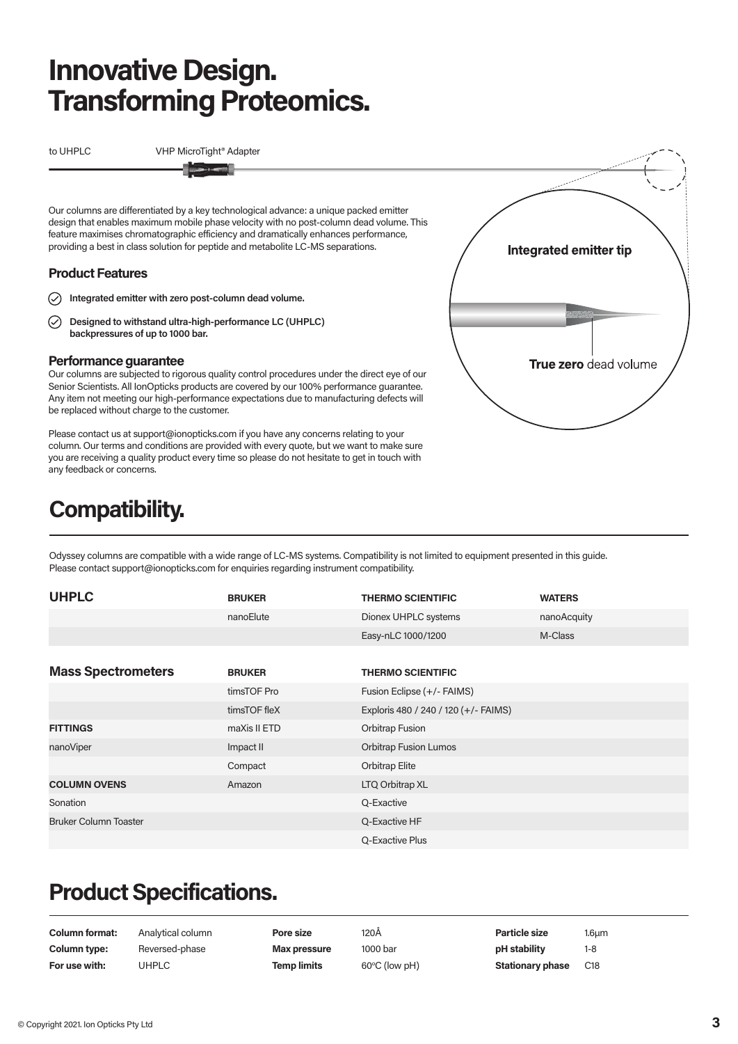# Innovative Design. Transforming Proteomics.

to UHPLC

VHP MicroTight® Adapter

Integrated emitter tip

**True zero** dead volume

Our columns are differentiated by a key technological advance: a unique packed emitter design that enables maximum mobile phase velocity with no post-column dead volume. This feature maximises chromatographic efficiency and dramatically enhances performance, providing a best in class solution for peptide and metabolite LC-MS separations.

### Product Features

- **Integrated emitter with zero post-column dead volume.**
- **Designed to withstand ultra-high-performance LC (UHPLC) backpressures of up to 1000 bar.**

### Performance guarantee

Our columns are subjected to rigorous quality control procedures under the direct eye of our Senior Scientists. All IonOpticks products are covered by our 100% performance guarantee. Any item not meeting our high-performance expectations due to manufacturing defects will be replaced without charge to the customer.

Please contact us at support@ionopticks.com if you have any concerns relating to your column. Our terms and conditions are provided with every quote, but we want to make sure you are receiving a quality product every time so please do not hesitate to get in touch with any feedback or concerns.

# Compatibility.

Odyssey columns are compatible with a wide range of LC-MS systems. Compatibility is not limited to equipment presented in this guide. Please contact support@ionopticks.com for enquiries regarding instrument compatibility.

| UHPLC | BRUKER | THERMO SCIENTIFIC | WATERS |
|---|---|---|---|
| | nanoElute | Dionex UHPLC systems | nanoAcquity |
| | | Easy-nLC 1000/1200 | M-Class |

| Mass Spectrometers | BRUKER | THERMO SCIENTIFIC |
|---|---|---|
| | timsTOF Pro | Fusion Eclipse (+/- FAIMS) |
| | timsTOF fleX | Exploris 480 / 240 / 120 (+/- FAIMS) |
| **FITTINGS** | maXis II ETD | Orbitrap Fusion |
| nanoViper | Impact II | Orbitrap Fusion Lumos |
| | Compact | Orbitrap Elite |
| **COLUMN OVENS** | Amazon | LTQ Orbitrap XL |
| Sonation | | Q-Exactive |
| Bruker Column Toaster | | Q-Exactive HF |
| | | Q-Exactive Plus |

# Product Specifications.

| | | | | | |
|---|---|---|---|---|---|
| **Column format:** | Analytical column | **Pore size** | 120Å | **Particle size** | 1.6µm |
| **Column type:** | Reversed-phase | **Max pressure** | 1000 bar | **pH stability** | 1-8 |
| **For use with:** | UHPLC | **Temp limits** | 60°C (low pH) | **Stationary phase** | C18 |

© Copyright 2021. Ion Opticks Pty Ltd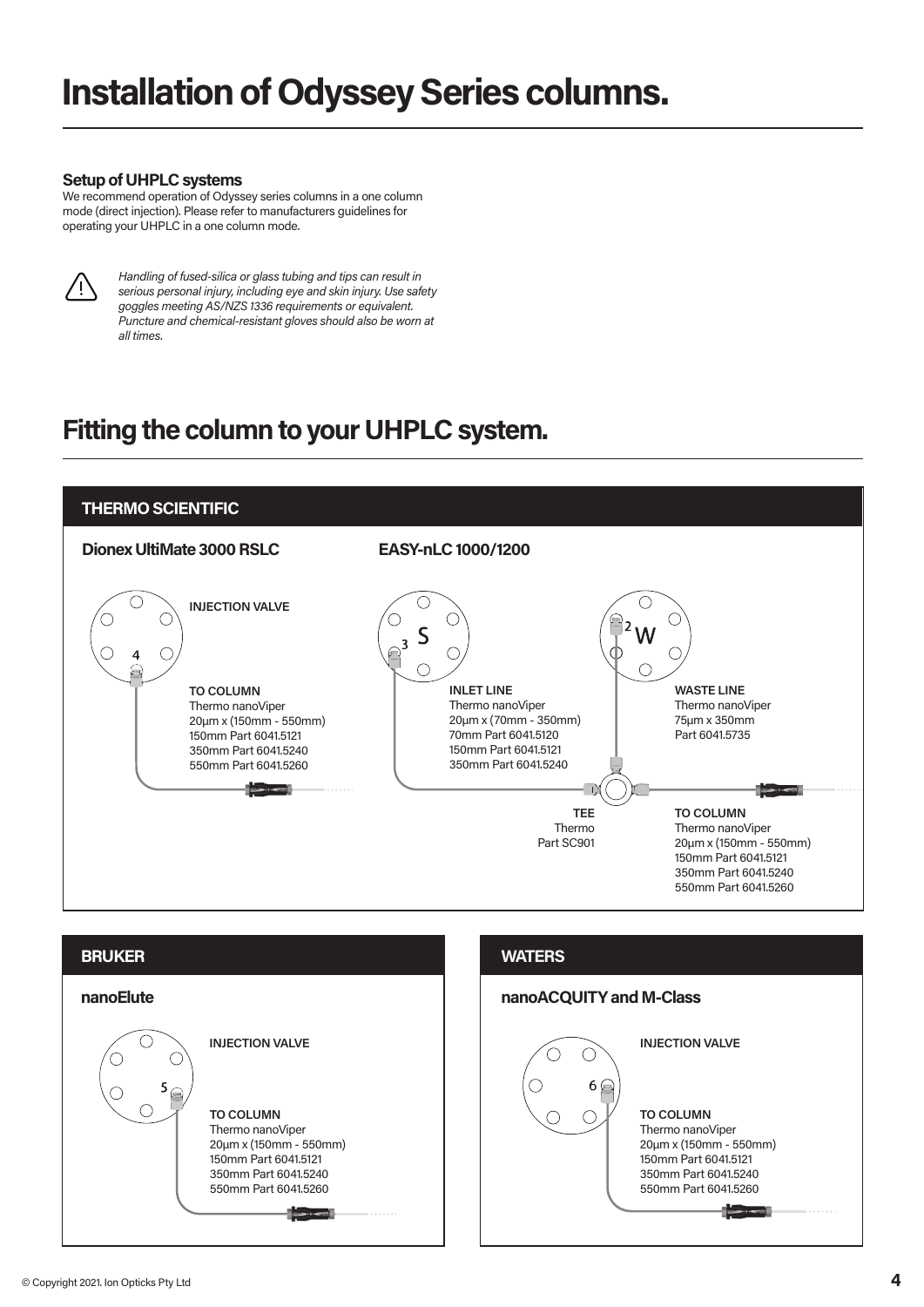# Installation of Odyssey Series columns.

### Setup of UHPLC systems

We recommend operation of Odyssey series columns in a one column mode (direct injection). Please refer to manufacturers guidelines for operating your UHPLC in a one column mode.

*Handling of fused-silica or glass tubing and tips can result in serious personal injury, including eye and skin injury. Use safety goggles meeting AS/NZS 1336 requirements or equivalent. Puncture and chemical-resistant gloves should also be worn at all times.*

## Fitting the column to your UHPLC system.

### THERMO SCIENTIFIC

#### Dionex UltiMate 3000 RSLC

INJECTION VALVE

4

**TO COLUMN**
Thermo nanoViper
20µm x (150mm - 550mm)
150mm Part 6041.5121
350mm Part 6041.5240
550mm Part 6041.5260

#### EASY-nLC 1000/1200

S 3

2 W

**INLET LINE**
Thermo nanoViper
20µm x (70mm - 350mm)
70mm Part 6041.5120
150mm Part 6041.5121
350mm Part 6041.5240

**WASTE LINE**
Thermo nanoViper
75µm x 350mm
Part 6041.5735

**TEE**
Thermo
Part SC901

**TO COLUMN**
Thermo nanoViper
20µm x (150mm - 550mm)
150mm Part 6041.5121
350mm Part 6041.5240
550mm Part 6041.5260

### BRUKER

#### nanoElute

INJECTION VALVE

5

**TO COLUMN**
Thermo nanoViper
20µm x (150mm - 550mm)
150mm Part 6041.5121
350mm Part 6041.5240
550mm Part 6041.5260

### WATERS

#### nanoACQUITY and M-Class

INJECTION VALVE

6

**TO COLUMN**
Thermo nanoViper
20µm x (150mm - 550mm)
150mm Part 6041.5121
350mm Part 6041.5240
550mm Part 6041.5260

© Copyright 2021. Ion Opticks Pty Ltd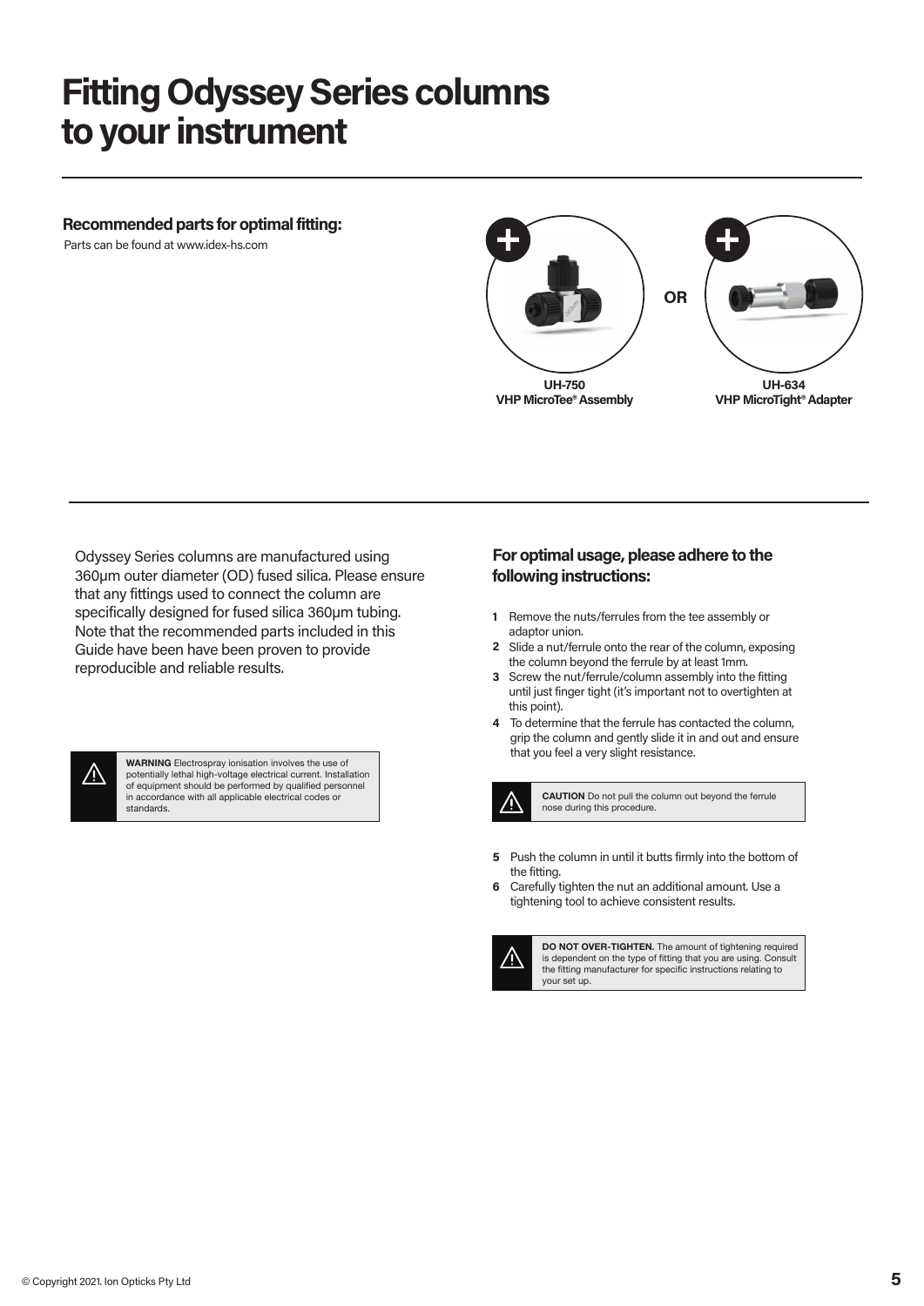# Fitting Odyssey Series columns to your instrument

**Recommended parts for optimal fitting:**

Parts can be found at www.idex-hs.com

**UH-750**
**VHP MicroTee® Assembly**

OR

**UH-634**
**VHP MicroTight® Adapter**

Odyssey Series columns are manufactured using 360µm outer diameter (OD) fused silica. Please ensure that any fittings used to connect the column are specifically designed for fused silica 360µm tubing. Note that the recommended parts included in this Guide have been have been proven to provide reproducible and reliable results.

> **WARNING** Electrospray ionisation involves the use of potentially lethal high-voltage electrical current. Installation of equipment should be performed by qualified personnel in accordance with all applicable electrical codes or standards.

## For optimal usage, please adhere to the following instructions:

1. Remove the nuts/ferrules from the tee assembly or adaptor union.
2. Slide a nut/ferrule onto the rear of the column, exposing the column beyond the ferrule by at least 1mm.
3. Screw the nut/ferrule/column assembly into the fitting until just finger tight (it's important not to overtighten at this point).
4. To determine that the ferrule has contacted the column, grip the column and gently slide it in and out and ensure that you feel a very slight resistance.

> **CAUTION** Do not pull the column out beyond the ferrule nose during this procedure.

5. Push the column in until it butts firmly into the bottom of the fitting.
6. Carefully tighten the nut an additional amount. Use a tightening tool to achieve consistent results.

> **DO NOT OVER-TIGHTEN.** The amount of tightening required is dependent on the type of fitting that you are using. Consult the fitting manufacturer for specific instructions relating to your set up.

© Copyright 2021. Ion Opticks Pty Ltd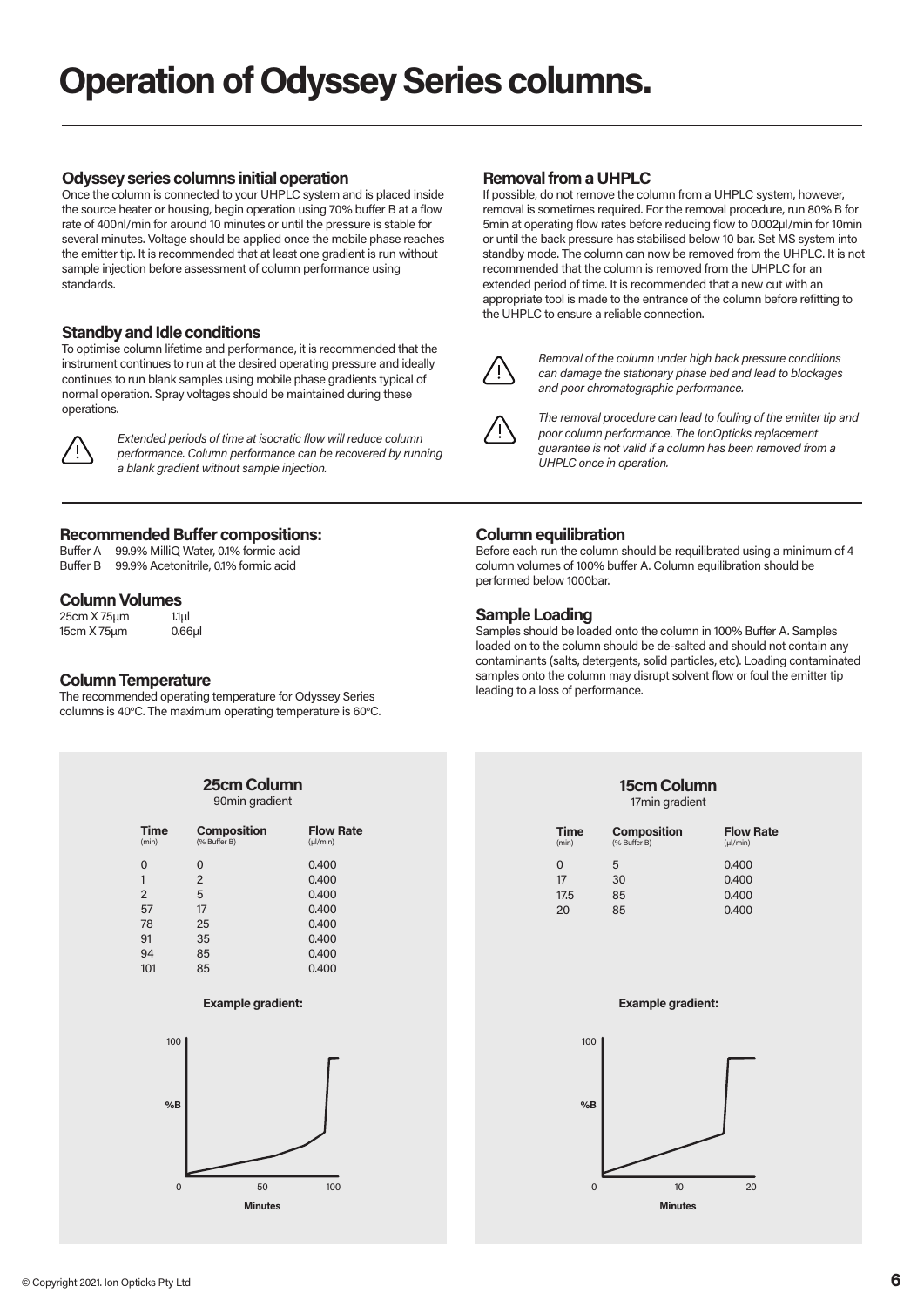// Operation of Odyssey Series columns.

## Odyssey series columns initial operation

Once the column is connected to your UHPLC system and is placed inside the source heater or housing, begin operation using 70% buffer B at a flow rate of 400nl/min for around 10 minutes or until the pressure is stable for several minutes. Voltage should be applied once the mobile phase reaches the emitter tip. It is recommended that at least one gradient is run without sample injection before assessment of column performance using standards.

## Standby and Idle conditions

To optimise column lifetime and performance, it is recommended that the instrument continues to run at the desired operating pressure and ideally continues to run blank samples using mobile phase gradients typical of normal operation. Spray voltages should be maintained during these operations.

⚠ *Extended periods of time at isocratic flow will reduce column performance. Column performance can be recovered by running a blank gradient without sample injection.*

## Removal from a UHPLC

If possible, do not remove the column from a UHPLC system, however, removal is sometimes required. For the removal procedure, run 80% B for 5min at operating flow rates before reducing flow to 0.002µl/min for 10min or until the back pressure has stabilised below 10 bar. Set MS system into standby mode. The column can now be removed from the UHPLC. It is not recommended that the column is removed from the UHPLC for an extended period of time. It is recommended that a new cut with an appropriate tool is made to the entrance of the column before refitting to the UHPLC to ensure a reliable connection.

⚠ *Removal of the column under high back pressure conditions can damage the stationary phase bed and lead to blockages and poor chromatographic performance.*

⚠ *The removal procedure can lead to fouling of the emitter tip and poor column performance. The IonOpticks replacement guarantee is not valid if a column has been removed from a UHPLC once in operation.*

## Recommended Buffer compositions:

Buffer A 99.9% MilliQ Water, 0.1% formic acid
Buffer B 99.9% Acetonitrile, 0.1% formic acid

## Column Volumes

| | |
|---|---|
| 25cm X 75µm | 1.1µl |
| 15cm X 75µm | 0.66µl |

## Column Temperature

The recommended operating temperature for Odyssey Series columns is 40°C. The maximum operating temperature is 60°C.

## Column equilibration

Before each run the column should be requilibrated using a minimum of 4 column volumes of 100% buffer A. Column equilibration should be performed below 1000bar.

## Sample Loading

Samples should be loaded onto the column in 100% Buffer A. Samples loaded on to the column should be de-salted and should not contain any contaminants (salts, detergents, solid particles, etc). Loading contaminated samples onto the column may disrupt solvent flow or foul the emitter tip leading to a loss of performance.

### 25cm Column

90min gradient

| Time (min) | Composition (% Buffer B) | Flow Rate (µl/min) |
|---|---|---|
| 0 | 0 | 0.400 |
| 1 | 2 | 0.400 |
| 2 | 5 | 0.400 |
| 57 | 17 | 0.400 |
| 78 | 25 | 0.400 |
| 91 | 35 | 0.400 |
| 94 | 85 | 0.400 |
| 101 | 85 | 0.400 |

**Example gradient:**

### 15cm Column

17min gradient

| Time (min) | Composition (% Buffer B) | Flow Rate (µl/min) |
|---|---|---|
| 0 | 5 | 0.400 |
| 17 | 30 | 0.400 |
| 17.5 | 85 | 0.400 |
| 20 | 85 | 0.400 |

**Example gradient:**

© Copyright 2021. Ion Opticks Pty Ltd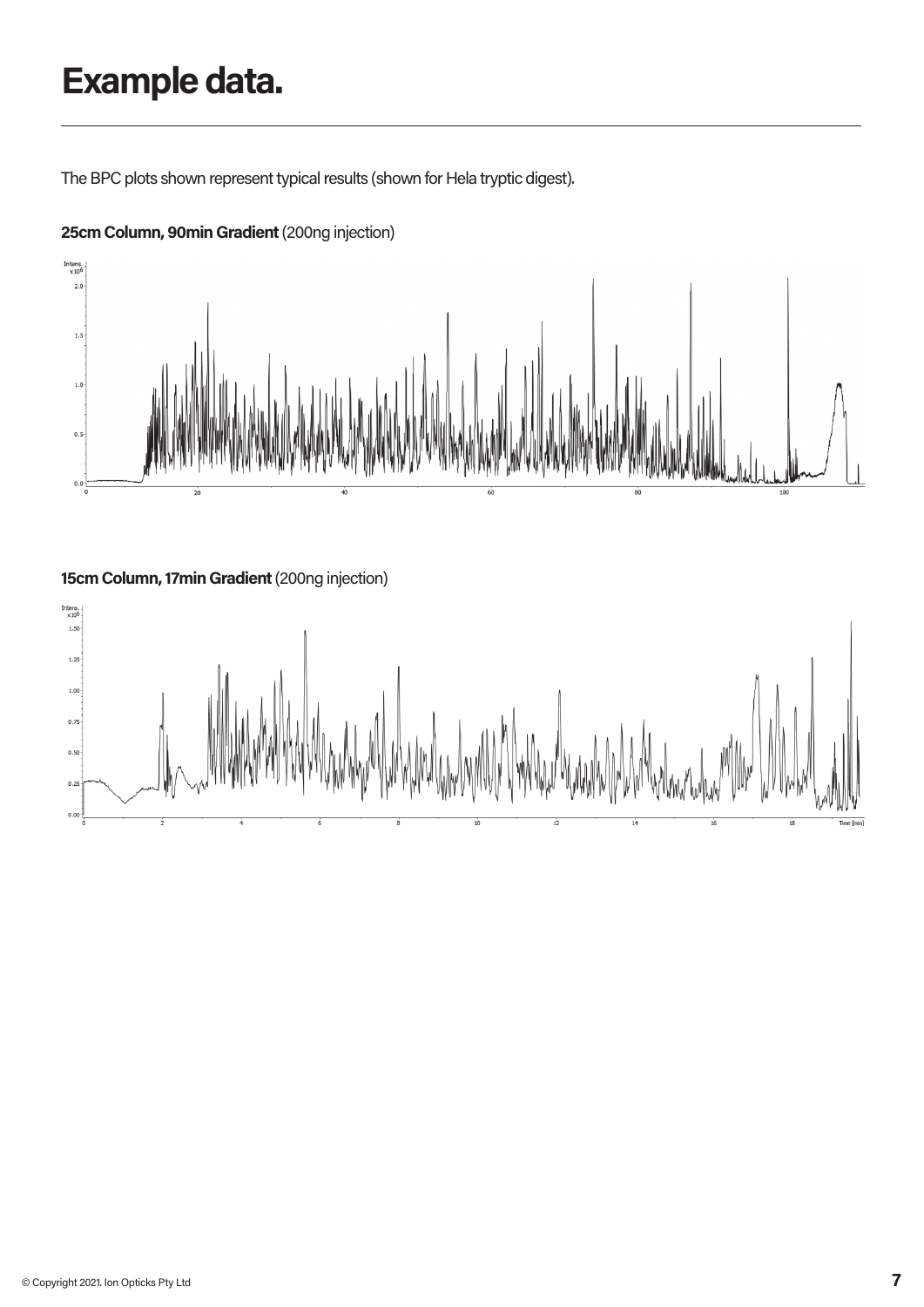# Example data.

The BPC plots shown represent typical results (shown for Hela tryptic digest).

**25cm Column, 90min Gradient** (200ng injection)

**15cm Column, 17min Gradient** (200ng injection)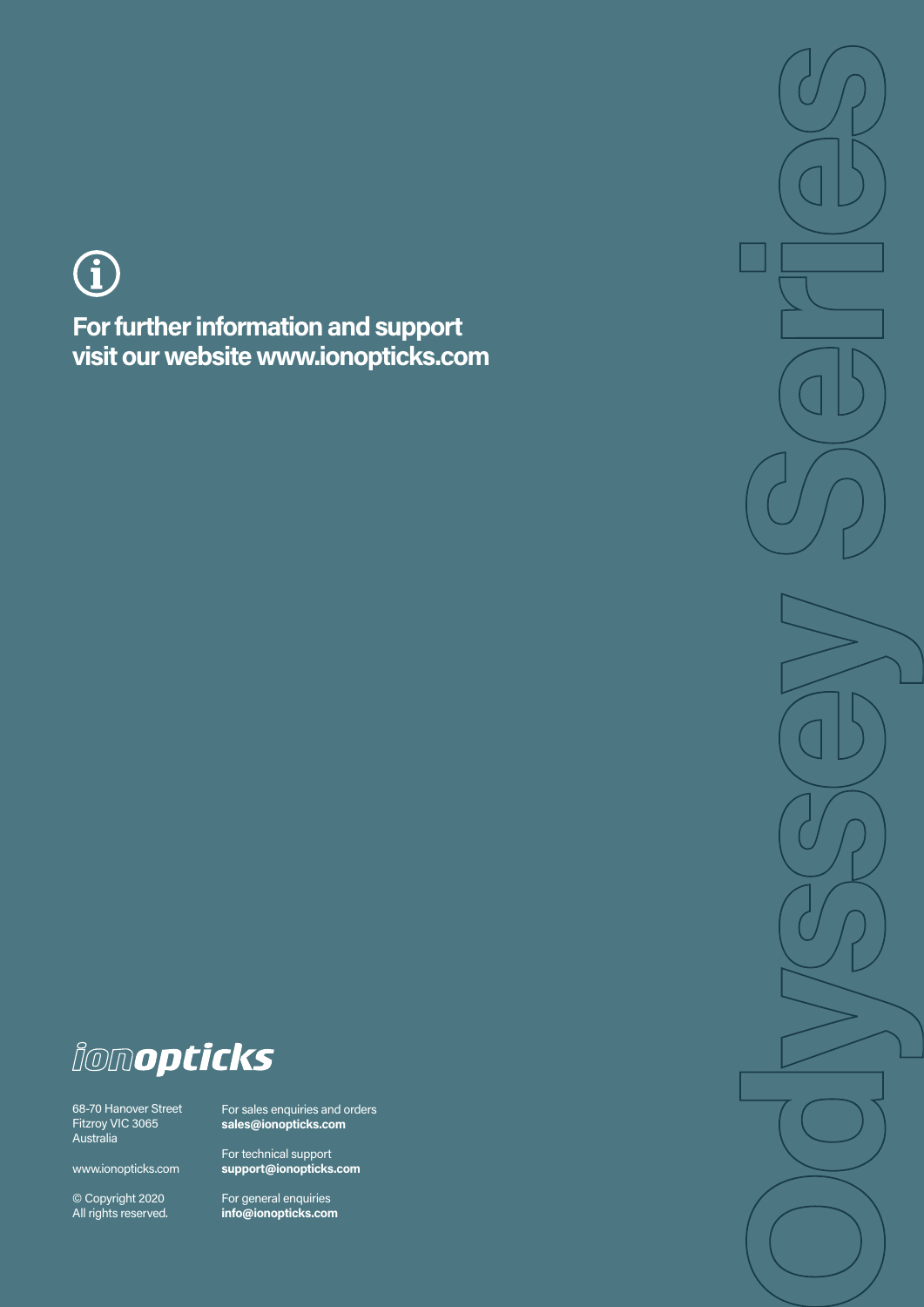**For further information and support visit our website www.ionopticks.com**

ionopticks

68-70 Hanover Street
Fitzroy VIC 3065
Australia

www.ionopticks.com

© Copyright 2020
All rights reserved.

For sales enquiries and orders
**sales@ionopticks.com**

For technical support
**support@ionopticks.com**

For general enquiries
**info@ionopticks.com**

Odyssey Series